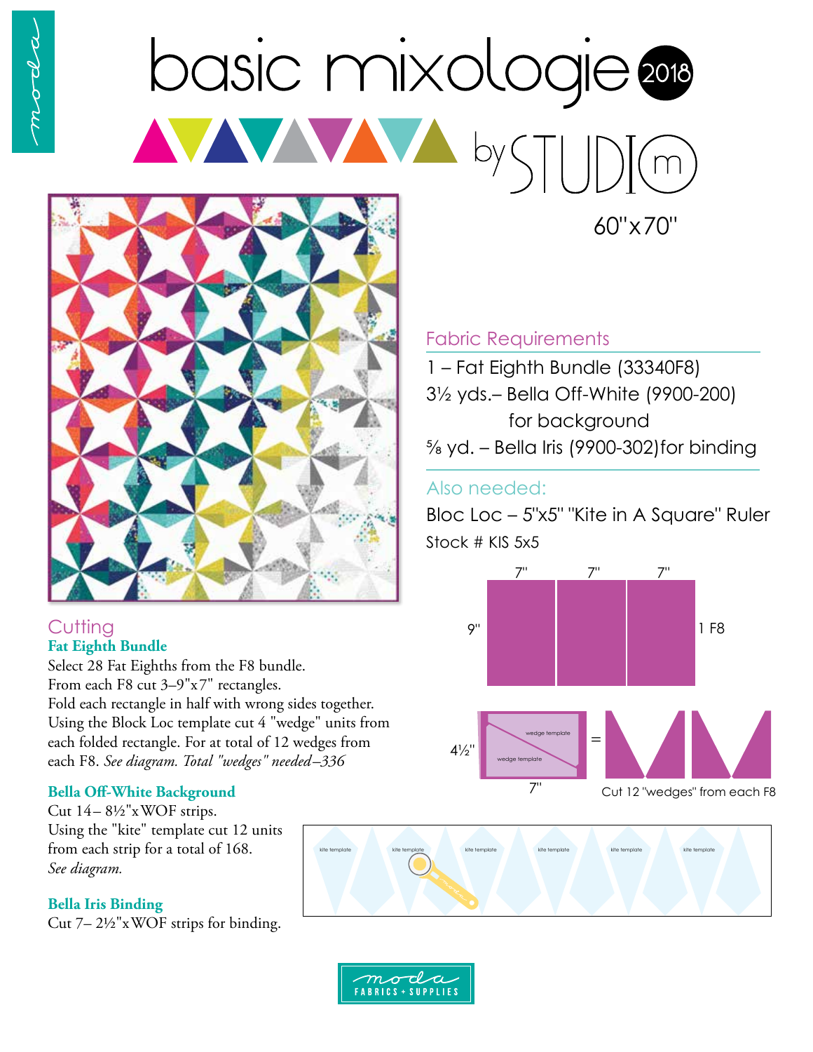# basic mixologie 2018

by STUDIO m

60"x70"

## Fabric Requirements

1 – Fat Eighth Bundle (33340F8)
3½ yds.– Bella Off-White (9900-200) for background
⅝ yd. – Bella Iris (9900-302)for binding

## Also needed:

Bloc Loc – 5"x5" "Kite in A Square" Ruler
Stock # KIS 5x5

7" 7" 7"
9" 1 F8

4½" wedge template wedge template =
7" Cut 12 "wedges" from each F8

kite template kite template kite template kite template kite template kite template

## Cutting

### Fat Eighth Bundle

Select 28 Fat Eighths from the F8 bundle.
From each F8 cut 3–9"x7" rectangles.
Fold each rectangle in half with wrong sides together.
Using the Block Loc template cut 4 "wedge" units from each folded rectangle. For at total of 12 wedges from each F8. *See diagram. Total "wedges" needed–336*

### Bella Off-White Background

Cut 14– 8½"xWOF strips.
Using the "kite" template cut 12 units from each strip for a total of 168.
*See diagram.*

### Bella Iris Binding

Cut 7– 2½"xWOF strips for binding.

moda FABRICS + SUPPLIES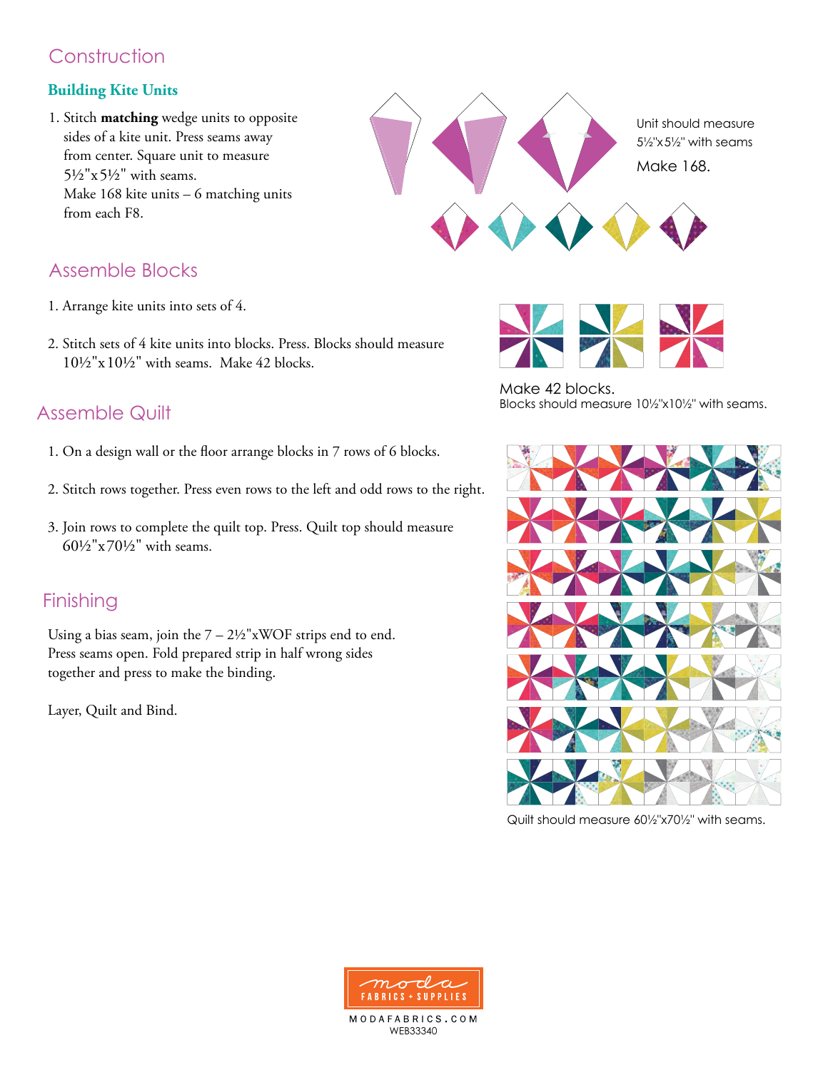# Construction

### Building Kite Units

1. Stitch **matching** wedge units to opposite sides of a kite unit. Press seams away from center. Square unit to measure 5½"x5½" with seams.
   Make 168 kite units – 6 matching units from each F8.

Unit should measure 5½"x5½" with seams

Make 168.

## Assemble Blocks

1. Arrange kite units into sets of 4.

2. Stitch sets of 4 kite units into blocks. Press. Blocks should measure 10½"x10½" with seams. Make 42 blocks.

Make 42 blocks.
Blocks should measure 10½"x10½" with seams.

## Assemble Quilt

1. On a design wall or the floor arrange blocks in 7 rows of 6 blocks.

2. Stitch rows together. Press even rows to the left and odd rows to the right.

3. Join rows to complete the quilt top. Press. Quilt top should measure 60½"x70½" with seams.

Quilt should measure 60½"x70½" with seams.

## Finishing

Using a bias seam, join the 7 – 2½"xWOF strips end to end. Press seams open. Fold prepared strip in half wrong sides together and press to make the binding.

Layer, Quilt and Bind.

moda FABRICS + SUPPLIES

MODAFABRICS.COM
WEB33340